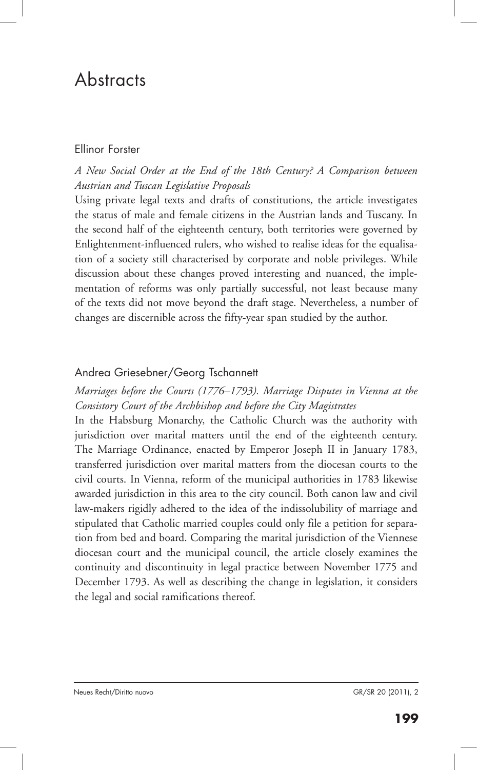# Abstracts

## Ellinor Forster

*A New Social Order at the End of the 18th Century? A Comparison between Austrian and Tuscan Legislative Proposals*

Using private legal texts and drafts of constitutions, the article investigates the status of male and female citizens in the Austrian lands and Tuscany. In the second half of the eighteenth century, both territories were governed by Enlightenment-influenced rulers, who wished to realise ideas for the equalisation of a society still characterised by corporate and noble privileges. While discussion about these changes proved interesting and nuanced, the implementation of reforms was only partially successful, not least because many of the texts did not move beyond the draft stage. Nevertheless, a number of changes are discernible across the fifty-year span studied by the author.

## Andrea Griesebner/Georg Tschannett

*Marriages before the Courts (1776–1793). Marriage Disputes in Vienna at the Consistory Court of the Archbishop and before the City Magistrates*

In the Habsburg Monarchy, the Catholic Church was the authority with jurisdiction over marital matters until the end of the eighteenth century. The Marriage Ordinance, enacted by Emperor Joseph II in January 1783, transferred jurisdiction over marital matters from the diocesan courts to the civil courts. In Vienna, reform of the municipal authorities in 1783 likewise awarded jurisdiction in this area to the city council. Both canon law and civil law-makers rigidly adhered to the idea of the indissolubility of marriage and stipulated that Catholic married couples could only file a petition for separation from bed and board. Comparing the marital jurisdiction of the Viennese diocesan court and the municipal council, the article closely examines the continuity and discontinuity in legal practice between November 1775 and December 1793. As well as describing the change in legislation, it considers the legal and social ramifications thereof.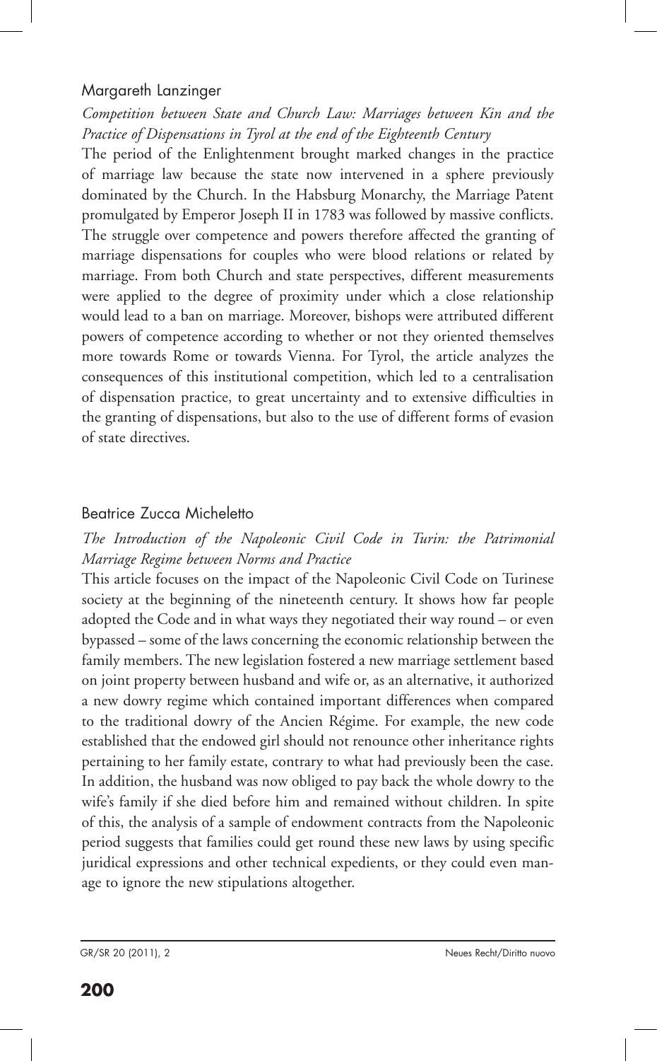## Margareth Lanzinger

### *Competition between State and Church Law: Marriages between Kin and the Practice of Dispensations in Tyrol at the end of the Eighteenth Century*

The period of the Enlightenment brought marked changes in the practice of marriage law because the state now intervened in a sphere previously dominated by the Church. In the Habsburg Monarchy, the Marriage Patent promulgated by Emperor Joseph II in 1783 was followed by massive conflicts. The struggle over competence and powers therefore affected the granting of marriage dispensations for couples who were blood relations or related by marriage. From both Church and state perspectives, different measurements were applied to the degree of proximity under which a close relationship would lead to a ban on marriage. Moreover, bishops were attributed different powers of competence according to whether or not they oriented themselves more towards Rome or towards Vienna. For Tyrol, the article analyzes the consequences of this institutional competition, which led to a centralisation of dispensation practice, to great uncertainty and to extensive difficulties in the granting of dispensations, but also to the use of different forms of evasion of state directives.

## Beatrice Zucca Micheletto

### *The Introduction of the Napoleonic Civil Code in Turin: the Patrimonial Marriage Regime between Norms and Practice*

This article focuses on the impact of the Napoleonic Civil Code on Turinese society at the beginning of the nineteenth century. It shows how far people adopted the Code and in what ways they negotiated their way round – or even bypassed – some of the laws concerning the economic relationship between the family members. The new legislation fostered a new marriage settlement based on joint property between husband and wife or, as an alternative, it authorized a new dowry regime which contained important differences when compared to the traditional dowry of the Ancien Régime. For example, the new code established that the endowed girl should not renounce other inheritance rights pertaining to her family estate, contrary to what had previously been the case. In addition, the husband was now obliged to pay back the whole dowry to the wife's family if she died before him and remained without children. In spite of this, the analysis of a sample of endowment contracts from the Napoleonic period suggests that families could get round these new laws by using specific juridical expressions and other technical expedients, or they could even manage to ignore the new stipulations altogether.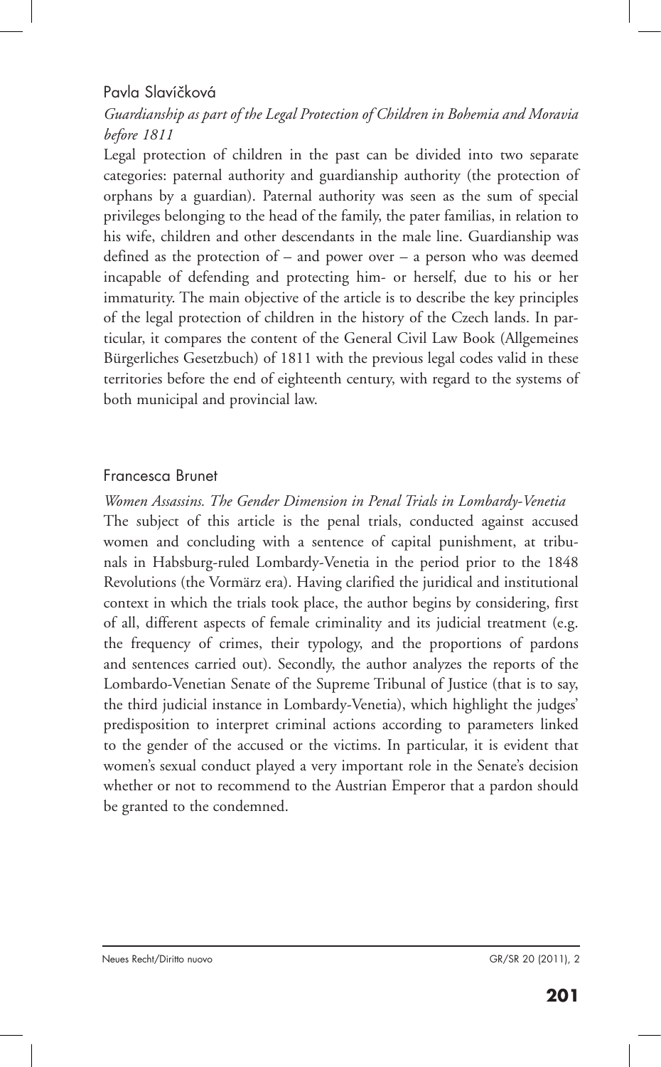## Pavla Slavíčková

### *Guardianship as part of the Legal Protection of Children in Bohemia and Moravia before 1811*

Legal protection of children in the past can be divided into two separate categories: paternal authority and guardianship authority (the protection of orphans by a guardian). Paternal authority was seen as the sum of special privileges belonging to the head of the family, the pater familias, in relation to his wife, children and other descendants in the male line. Guardianship was defined as the protection of – and power over – a person who was deemed incapable of defending and protecting him- or herself, due to his or her immaturity. The main objective of the article is to describe the key principles of the legal protection of children in the history of the Czech lands. In particular, it compares the content of the General Civil Law Book (Allgemeines Bürgerliches Gesetzbuch) of 1811 with the previous legal codes valid in these territories before the end of eighteenth century, with regard to the systems of both municipal and provincial law.

## Francesca Brunet

### *Women Assassins. The Gender Dimension in Penal Trials in Lombardy-Venetia*

The subject of this article is the penal trials, conducted against accused women and concluding with a sentence of capital punishment, at tribunals in Habsburg-ruled Lombardy-Venetia in the period prior to the 1848 Revolutions (the Vormärz era). Having clarified the juridical and institutional context in which the trials took place, the author begins by considering, first of all, different aspects of female criminality and its judicial treatment (e.g. the frequency of crimes, their typology, and the proportions of pardons and sentences carried out). Secondly, the author analyzes the reports of the Lombardo-Venetian Senate of the Supreme Tribunal of Justice (that is to say, the third judicial instance in Lombardy-Venetia), which highlight the judges' predisposition to interpret criminal actions according to parameters linked to the gender of the accused or the victims. In particular, it is evident that women's sexual conduct played a very important role in the Senate's decision whether or not to recommend to the Austrian Emperor that a pardon should be granted to the condemned.